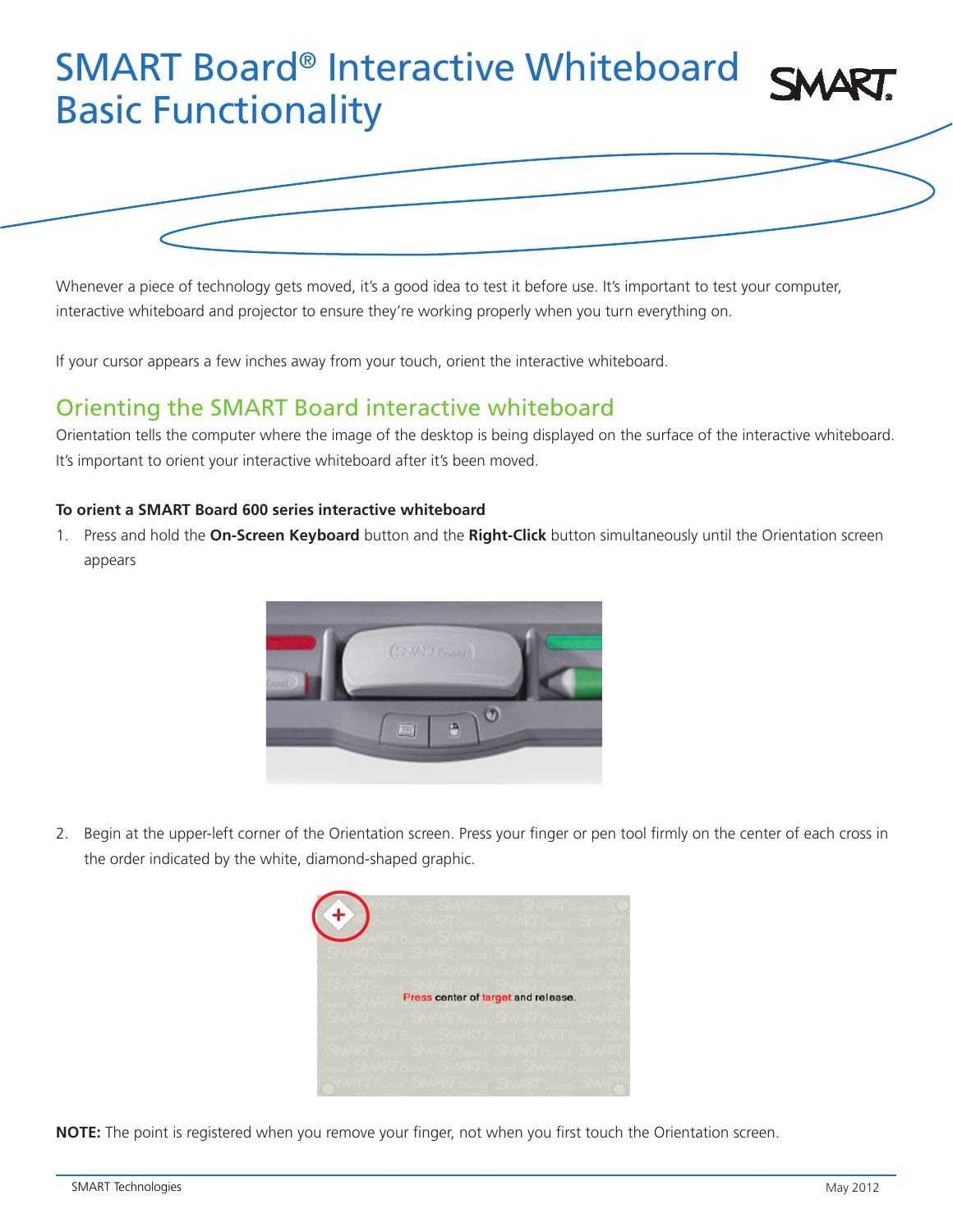# SMART Board® Interactive Whiteboard Basic Functionality

Whenever a piece of technology gets moved, it's a good idea to test it before use. It's important to test your computer, interactive whiteboard and projector to ensure they're working properly when you turn everything on.

If your cursor appears a few inches away from your touch, orient the interactive whiteboard.

## Orienting the SMART Board interactive whiteboard

Orientation tells the computer where the image of the desktop is being displayed on the surface of the interactive whiteboard. It's important to orient your interactive whiteboard after it's been moved.

**To orient a SMART Board 600 series interactive whiteboard**

1. Press and hold the **On-Screen Keyboard** button and the **Right-Click** button simultaneously until the Orientation screen appears

2. Begin at the upper-left corner of the Orientation screen. Press your finger or pen tool firmly on the center of each cross in the order indicated by the white, diamond-shaped graphic.

**NOTE:** The point is registered when you remove your finger, not when you first touch the Orientation screen.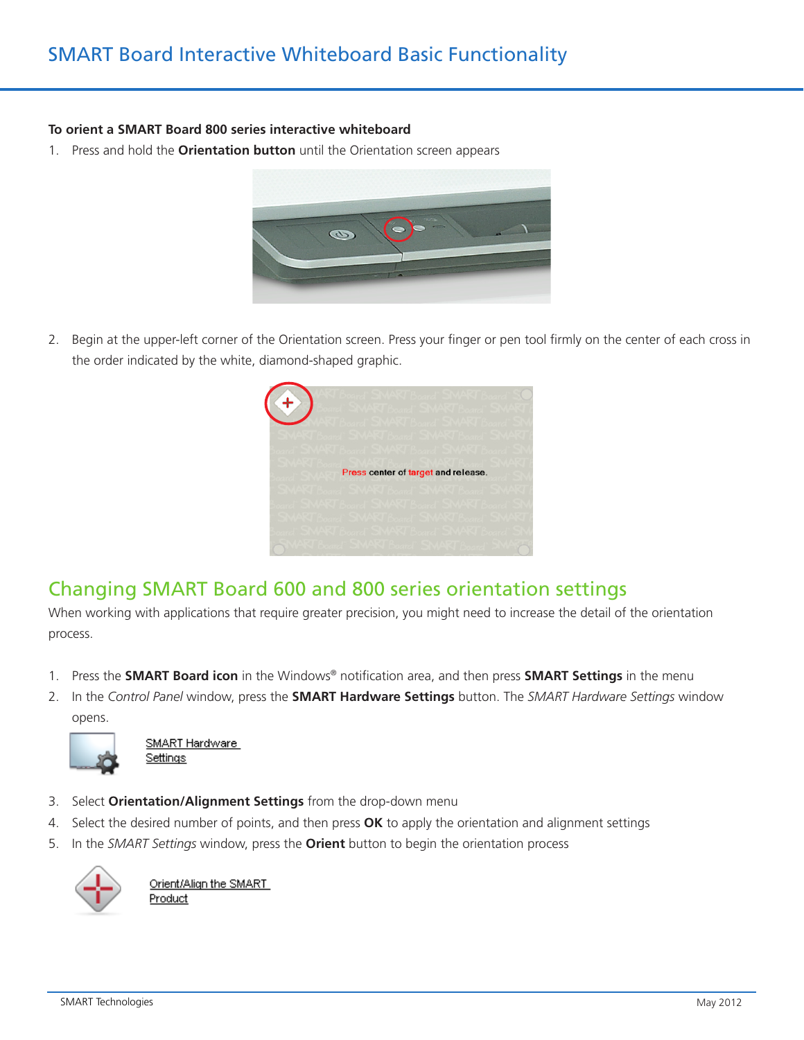**To orient a SMART Board 800 series interactive whiteboard**

1. Press and hold the **Orientation button** until the Orientation screen appears

2. Begin at the upper-left corner of the Orientation screen. Press your finger or pen tool firmly on the center of each cross in the order indicated by the white, diamond-shaped graphic.

## Changing SMART Board 600 and 800 series orientation settings

When working with applications that require greater precision, you might need to increase the detail of the orientation process.

1. Press the **SMART Board icon** in the Windows® notification area, and then press **SMART Settings** in the menu
2. In the *Control Panel* window, press the **SMART Hardware Settings** button. The *SMART Hardware Settings* window opens.

   SMART Hardware Settings

3. Select **Orientation/Alignment Settings** from the drop-down menu
4. Select the desired number of points, and then press **OK** to apply the orientation and alignment settings
5. In the *SMART Settings* window, press the **Orient** button to begin the orientation process

   Orient/Align the SMART Product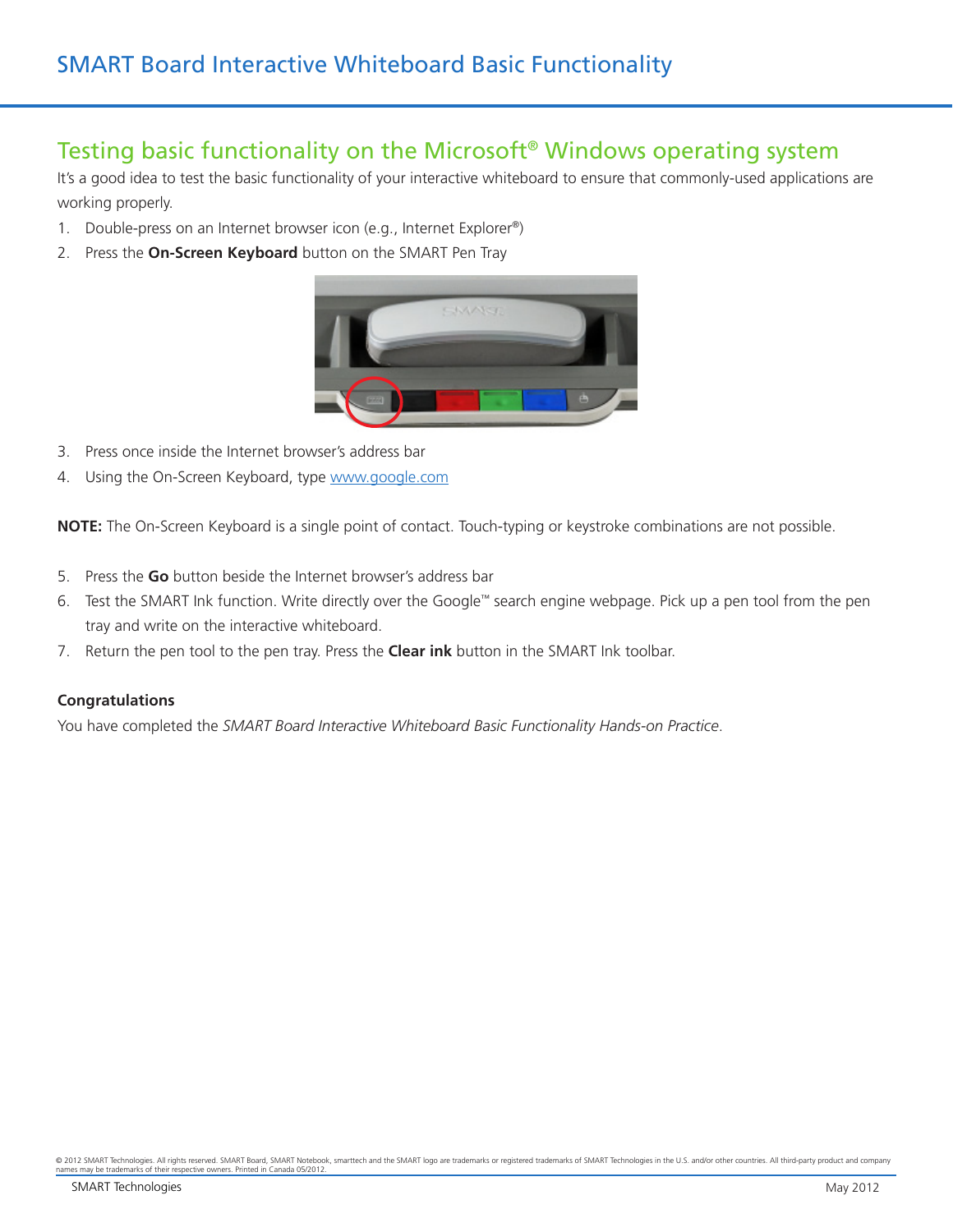## Testing basic functionality on the Microsoft® Windows operating system

It's a good idea to test the basic functionality of your interactive whiteboard to ensure that commonly-used applications are working properly.

1. Double-press on an Internet browser icon (e.g., Internet Explorer®)
2. Press the **On-Screen Keyboard** button on the SMART Pen Tray
3. Press once inside the Internet browser's address bar
4. Using the On-Screen Keyboard, type www.google.com

**NOTE:** The On-Screen Keyboard is a single point of contact. Touch-typing or keystroke combinations are not possible.

5. Press the **Go** button beside the Internet browser's address bar
6. Test the SMART Ink function. Write directly over the Google™ search engine webpage. Pick up a pen tool from the pen tray and write on the interactive whiteboard.
7. Return the pen tool to the pen tray. Press the **Clear ink** button in the SMART Ink toolbar.

**Congratulations**

You have completed the *SMART Board Interactive Whiteboard Basic Functionality Hands-on Practice*.

© 2012 SMART Technologies. All rights reserved. SMART Board, SMART Notebook, smarttech and the SMART logo are trademarks or registered trademarks of SMART Technologies in the U.S. and/or other countries. All third-party product and company names may be trademarks of their respective owners. Printed in Canada 05/2012.